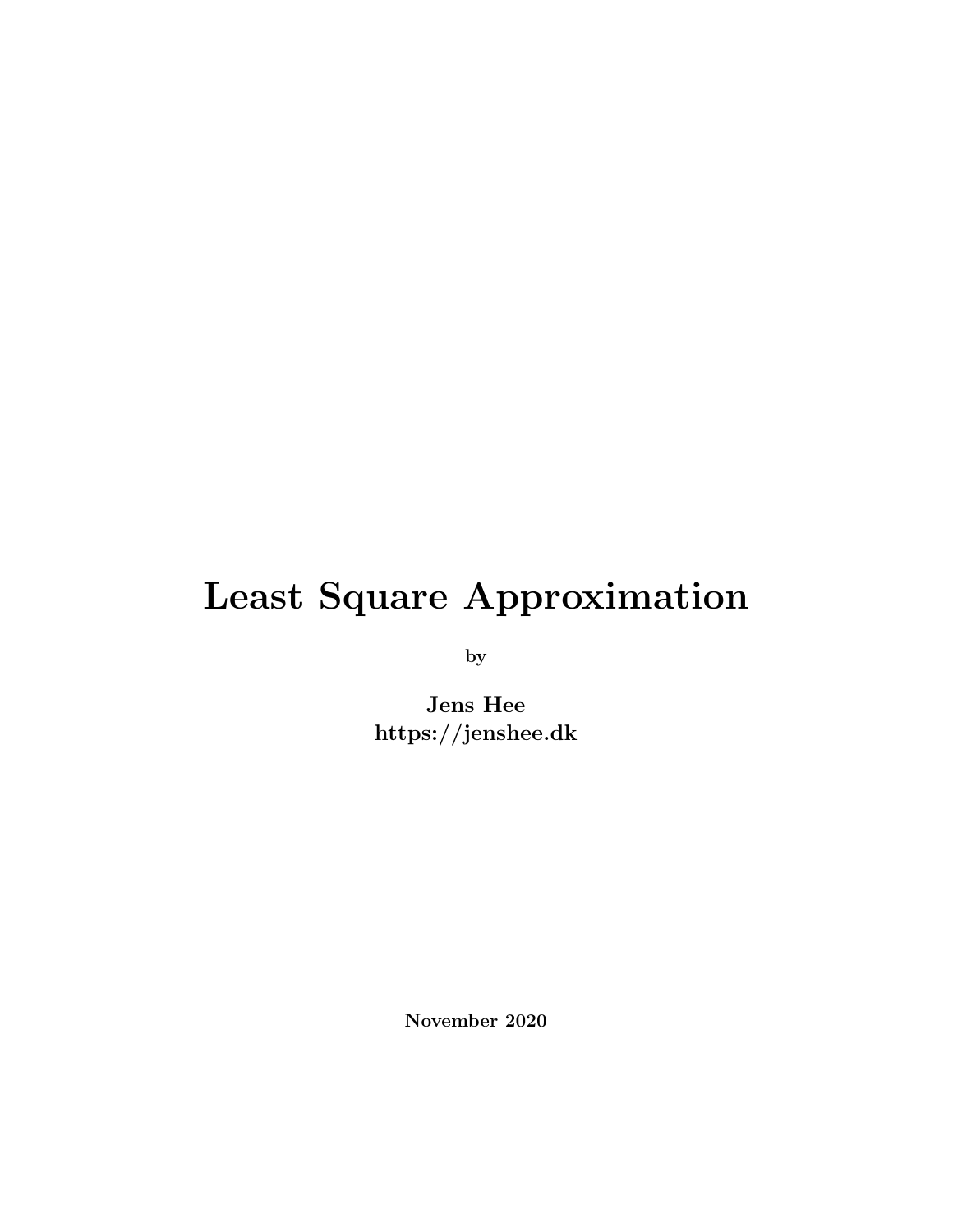# Least Square Approximation

by

**Jens Hee**
**https://jenshee.dk**

**November 2020**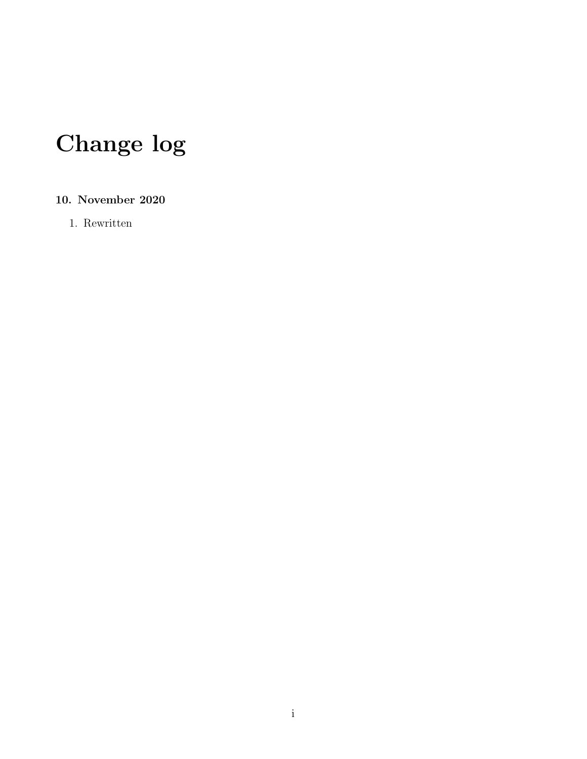# Change log

### 10. November 2020

1. Rewritten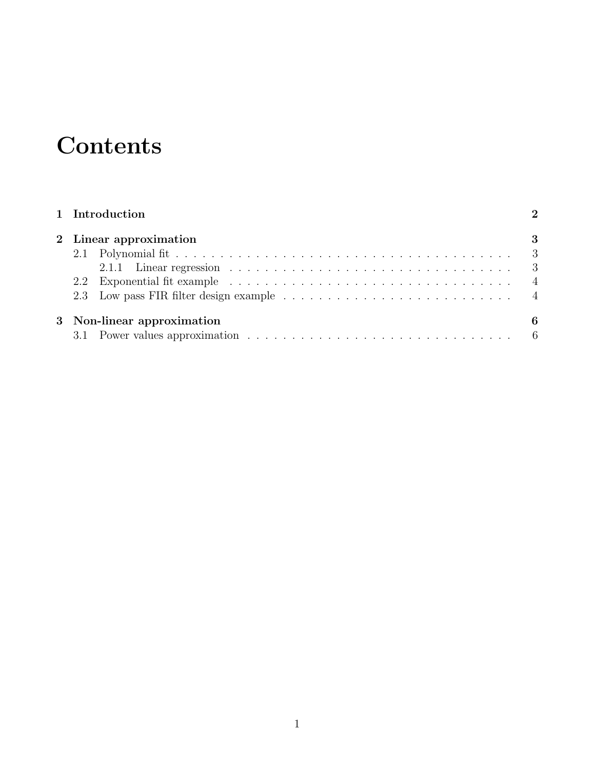# Contents

**1 Introduction** **2**

**2 Linear approximation** **3**

- 2.1 Polynomial fit . . . . . . . . . . . . . . . . . . . . . . . . . . . . . . . . . . . . 3
  - 2.1.1 Linear regression . . . . . . . . . . . . . . . . . . . . . . . . . . . . . . . 3
- 2.2 Exponential fit example . . . . . . . . . . . . . . . . . . . . . . . . . . . . . . . 4
- 2.3 Low pass FIR filter design example . . . . . . . . . . . . . . . . . . . . . . . . 4

**3 Non-linear approximation** **6**

- 3.1 Power values approximation . . . . . . . . . . . . . . . . . . . . . . . . . . . . 6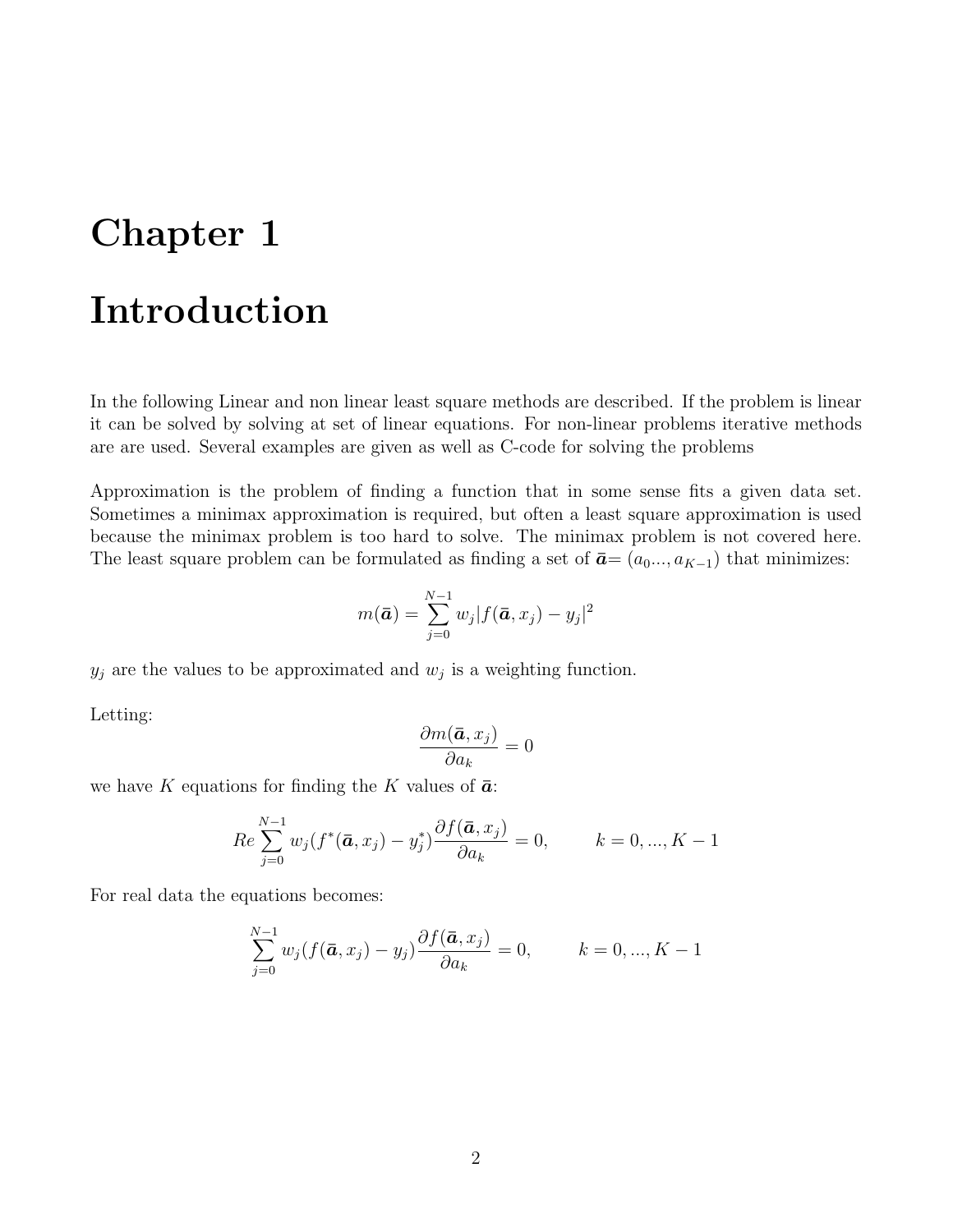# Chapter 1

# Introduction

In the following Linear and non linear least square methods are described. If the problem is linear it can be solved by solving at set of linear equations. For non-linear problems iterative methods are are used. Several examples are given as well as C-code for solving the problems

Approximation is the problem of finding a function that in some sense fits a given data set. Sometimes a minimax approximation is required, but often a least square approximation is used because the minimax problem is too hard to solve. The minimax problem is not covered here. The least square problem can be formulated as finding a set of $\bar{\boldsymbol{a}}= (a_0 ..., a_{K-1})$ that minimizes:

$$m(\bar{\boldsymbol{a}}) = \sum_{j=0}^{N-1} w_j |f(\bar{\boldsymbol{a}}, x_j) - y_j|^2$$

$y_j$ are the values to be approximated and $w_j$ is a weighting function.

Letting:

$$\frac{\partial m(\bar{\boldsymbol{a}}, x_j)}{\partial a_k} = 0$$

we have $K$ equations for finding the $K$ values of $\bar{\boldsymbol{a}}$:

$$Re \sum_{j=0}^{N-1} w_j (f^*(\bar{\boldsymbol{a}}, x_j) - y_j^*) \frac{\partial f(\bar{\boldsymbol{a}}, x_j)}{\partial a_k} = 0, \qquad k = 0, ..., K-1$$

For real data the equations becomes:

$$\sum_{j=0}^{N-1} w_j (f(\bar{\boldsymbol{a}}, x_j) - y_j) \frac{\partial f(\bar{\boldsymbol{a}}, x_j)}{\partial a_k} = 0, \qquad k = 0, ..., K-1$$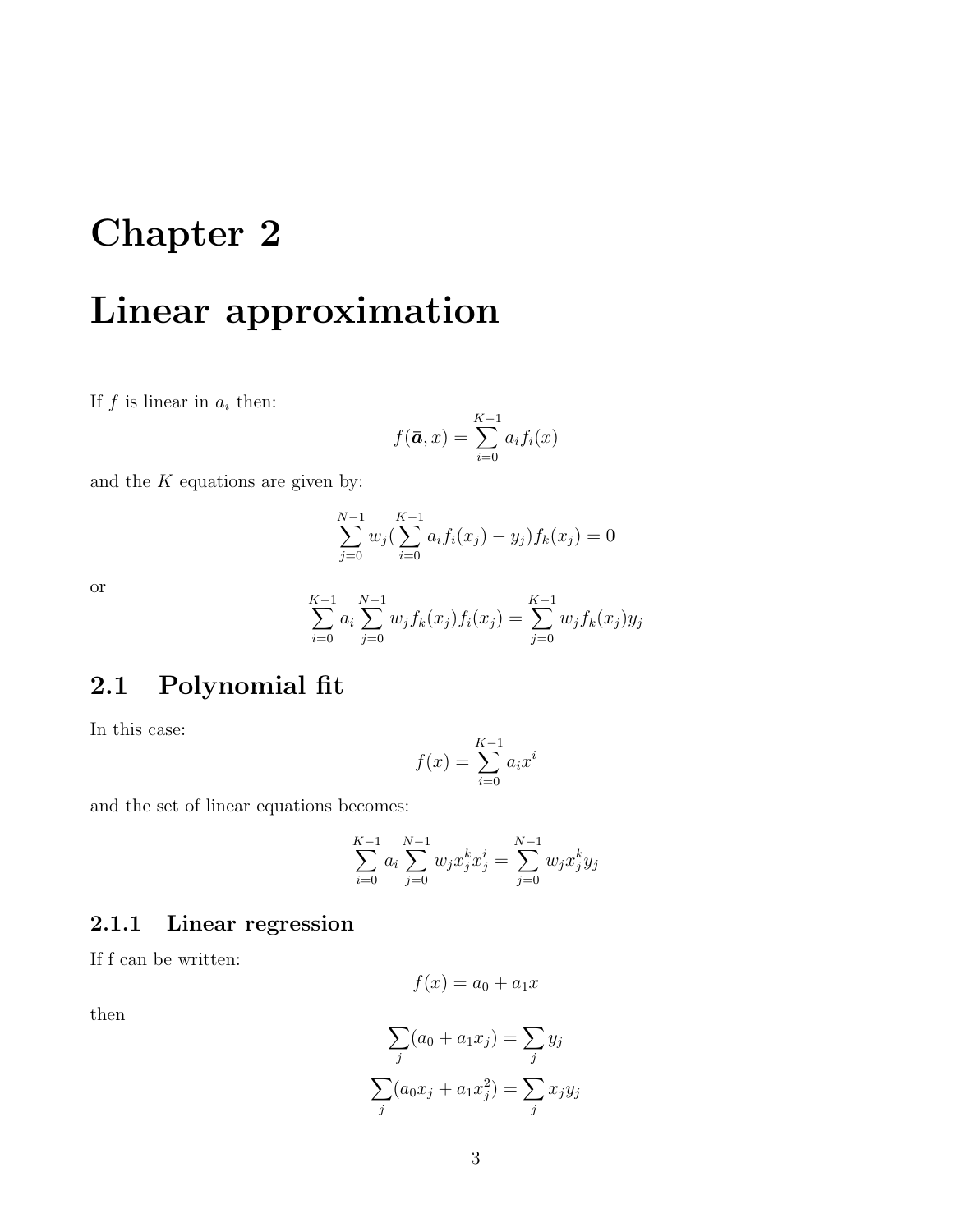# Chapter 2

# Linear approximation

If $f$ is linear in $a_i$ then:

$$f(\bar{\boldsymbol{a}}, x) = \sum_{i=0}^{K-1} a_i f_i(x)$$

and the $K$ equations are given by:

$$\sum_{j=0}^{N-1} w_j (\sum_{i=0}^{K-1} a_i f_i(x_j) - y_j) f_k(x_j) = 0$$

or

$$\sum_{i=0}^{K-1} a_i \sum_{j=0}^{N-1} w_j f_k(x_j) f_i(x_j) = \sum_{j=0}^{K-1} w_j f_k(x_j) y_j$$

## 2.1 Polynomial fit

In this case:

$$f(x) = \sum_{i=0}^{K-1} a_i x^i$$

and the set of linear equations becomes:

$$\sum_{i=0}^{K-1} a_i \sum_{j=0}^{N-1} w_j x_j^k x_j^i = \sum_{j=0}^{N-1} w_j x_j^k y_j$$

### 2.1.1 Linear regression

If f can be written:

$$f(x) = a_0 + a_1 x$$

then

$$\sum_j (a_0 + a_1 x_j) = \sum_j y_j$$

$$\sum_j (a_0 x_j + a_1 x_j^2) = \sum_j x_j y_j$$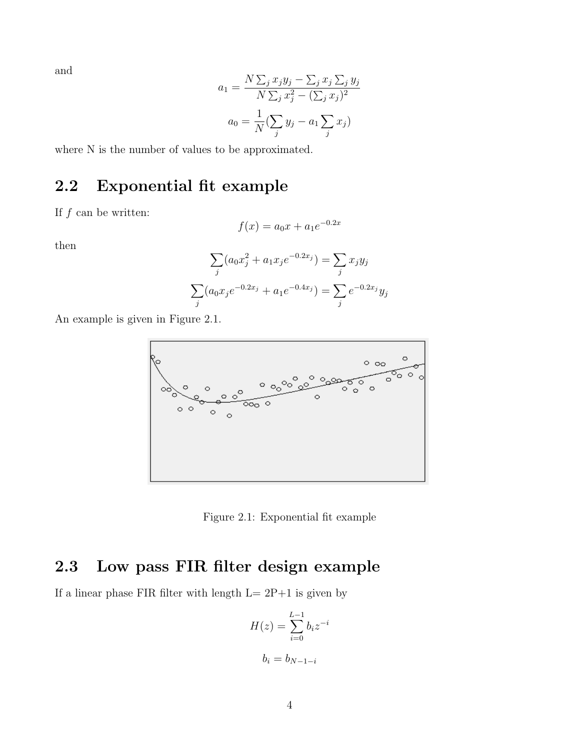and

$$a_1 = \frac{N \sum_j x_j y_j - \sum_j x_j \sum_j y_j}{N \sum_j x_j^2 - (\sum_j x_j)^2}$$

$$a_0 = \frac{1}{N}(\sum_j y_j - a_1 \sum_j x_j)$$

where N is the number of values to be approximated.

## 2.2 Exponential fit example

If $f$ can be written:

$$f(x) = a_0 x + a_1 e^{-0.2x}$$

then

$$\sum_j (a_0 x_j^2 + a_1 x_j e^{-0.2x_j}) = \sum_j x_j y_j$$

$$\sum_j (a_0 x_j e^{-0.2x_j} + a_1 e^{-0.4x_j}) = \sum_j e^{-0.2x_j} y_j$$

An example is given in Figure 2.1.

Figure 2.1: Exponential fit example

## 2.3 Low pass FIR filter design example

If a linear phase FIR filter with length L= 2P+1 is given by

$$H(z) = \sum_{i=0}^{L-1} b_i z^{-i}$$

$$b_i = b_{N-1-i}$$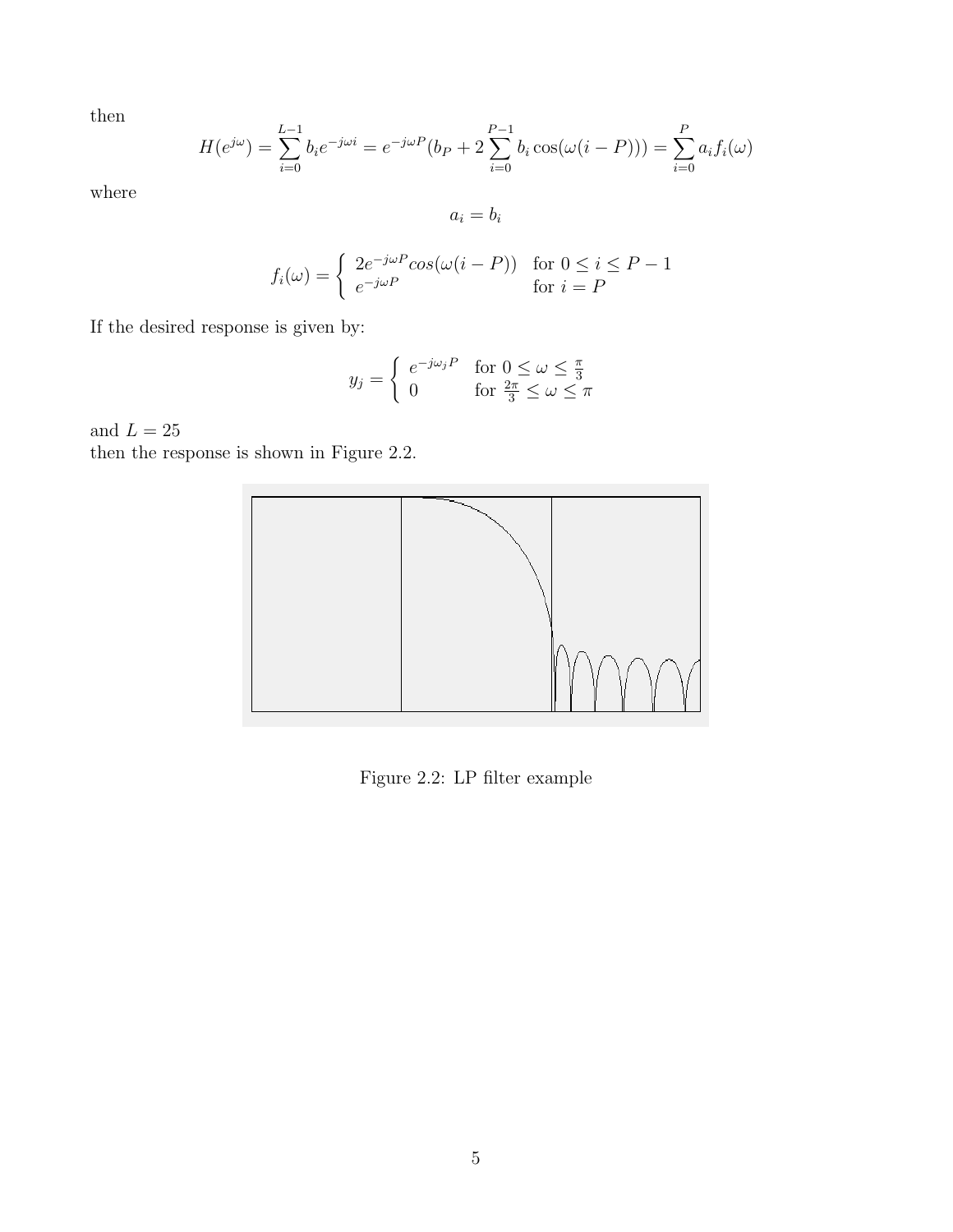then

$$H(e^{j\omega}) = \sum_{i=0}^{L-1} b_i e^{-j\omega i} = e^{-j\omega P}(b_P + 2\sum_{i=0}^{P-1} b_i \cos(\omega(i-P))) = \sum_{i=0}^{P} a_i f_i(\omega)$$

where

$$a_i = b_i$$

$$f_i(\omega) = \begin{cases} 2e^{-j\omega P} cos(\omega(i-P)) & \text{for } 0 \le i \le P-1 \\ e^{-j\omega P} & \text{for } i = P \end{cases}$$

If the desired response is given by:

$$y_j = \begin{cases} e^{-j\omega_j P} & \text{for } 0 \le \omega \le \frac{\pi}{3} \\ 0 & \text{for } \frac{2\pi}{3} \le \omega \le \pi \end{cases}$$

and $L = 25$
then the response is shown in Figure 2.2.

Figure 2.2: LP filter example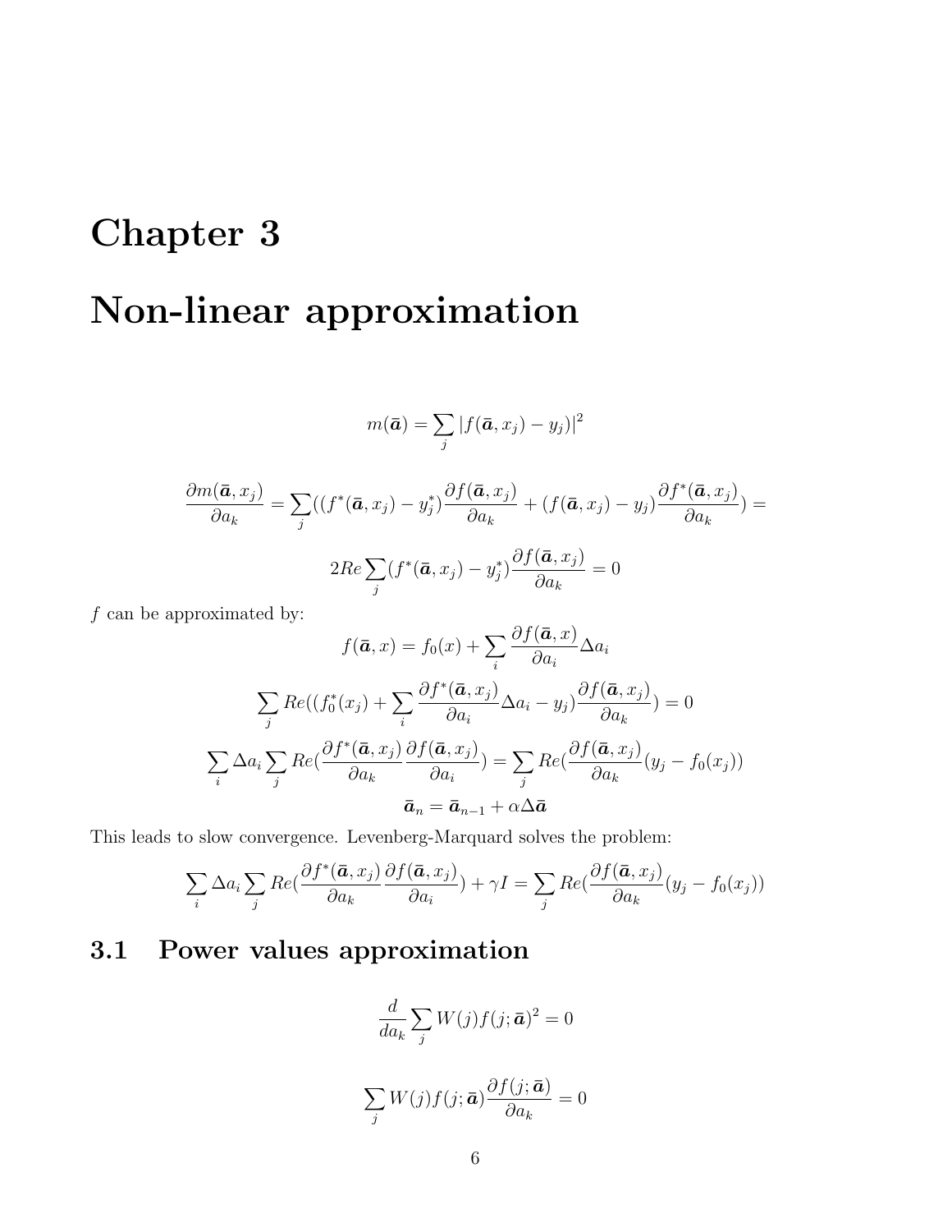# Chapter 3

# Non-linear approximation

$$m(\bar{\boldsymbol{a}}) = \sum_j |f(\bar{\boldsymbol{a}}, x_j) - y_j)|^2$$

$$\frac{\partial m(\bar{\boldsymbol{a}}, x_j)}{\partial a_k} = \sum_j ((f^*(\bar{\boldsymbol{a}}, x_j) - y_j^*)\frac{\partial f(\bar{\boldsymbol{a}}, x_j)}{\partial a_k} + (f(\bar{\boldsymbol{a}}, x_j) - y_j)\frac{\partial f^*(\bar{\boldsymbol{a}}, x_j)}{\partial a_k}) =$$

$$2Re\sum_j (f^*(\bar{\boldsymbol{a}}, x_j) - y_j^*)\frac{\partial f(\bar{\boldsymbol{a}}, x_j)}{\partial a_k} = 0$$

$f$ can be approximated by:

$$f(\bar{\boldsymbol{a}}, x) = f_0(x) + \sum_i \frac{\partial f(\bar{\boldsymbol{a}}, x)}{\partial a_i}\Delta a_i$$

$$\sum_j Re((f_0^*(x_j) + \sum_i \frac{\partial f^*(\bar{\boldsymbol{a}}, x_j)}{\partial a_i}\Delta a_i - y_j)\frac{\partial f(\bar{\boldsymbol{a}}, x_j)}{\partial a_k}) = 0$$

$$\sum_i \Delta a_i \sum_j Re(\frac{\partial f^*(\bar{\boldsymbol{a}}, x_j)}{\partial a_k}\frac{\partial f(\bar{\boldsymbol{a}}, x_j)}{\partial a_i}) = \sum_j Re(\frac{\partial f(\bar{\boldsymbol{a}}, x_j)}{\partial a_k}(y_j - f_0(x_j))$$

$$\bar{\boldsymbol{a}}_n = \bar{\boldsymbol{a}}_{n-1} + \alpha\Delta\bar{\boldsymbol{a}}$$

This leads to slow convergence. Levenberg-Marquard solves the problem:

$$\sum_i \Delta a_i \sum_j Re(\frac{\partial f^*(\bar{\boldsymbol{a}}, x_j)}{\partial a_k}\frac{\partial f(\bar{\boldsymbol{a}}, x_j)}{\partial a_i}) + \gamma I = \sum_j Re(\frac{\partial f(\bar{\boldsymbol{a}}, x_j)}{\partial a_k}(y_j - f_0(x_j))$$

## 3.1 Power values approximation

$$\frac{d}{da_k}\sum_j W(j)f(j;\bar{\boldsymbol{a}})^2 = 0$$

$$\sum_j W(j)f(j;\bar{\boldsymbol{a}})\frac{\partial f(j;\bar{\boldsymbol{a}})}{\partial a_k} = 0$$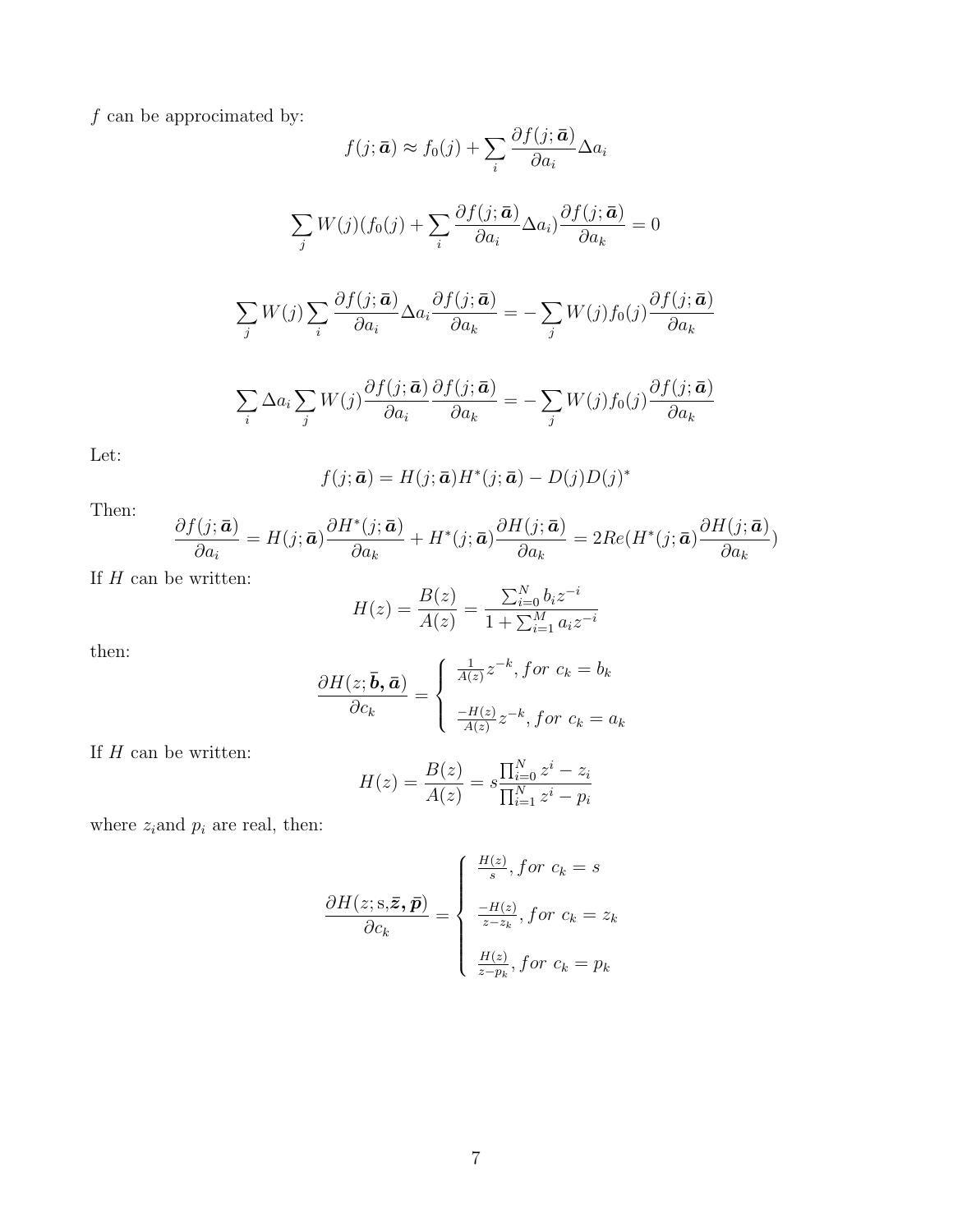$f$ can be approcimated by:

$$f(j;\bar{\boldsymbol{a}}) \approx f_0(j) + \sum_i \frac{\partial f(j;\bar{\boldsymbol{a}})}{\partial a_i}\Delta a_i$$

$$\sum_j W(j)(f_0(j) + \sum_i \frac{\partial f(j;\bar{\boldsymbol{a}})}{\partial a_i}\Delta a_i)\frac{\partial f(j;\bar{\boldsymbol{a}})}{\partial a_k} = 0$$

$$\sum_j W(j) \sum_i \frac{\partial f(j;\bar{\boldsymbol{a}})}{\partial a_i}\Delta a_i \frac{\partial f(j;\bar{\boldsymbol{a}})}{\partial a_k} = -\sum_j W(j) f_0(j)\frac{\partial f(j;\bar{\boldsymbol{a}})}{\partial a_k}$$

$$\sum_i \Delta a_i \sum_j W(j)\frac{\partial f(j;\bar{\boldsymbol{a}})}{\partial a_i}\frac{\partial f(j;\bar{\boldsymbol{a}})}{\partial a_k} = -\sum_j W(j) f_0(j)\frac{\partial f(j;\bar{\boldsymbol{a}})}{\partial a_k}$$

Let:

$$f(j;\bar{\boldsymbol{a}}) = H(j;\bar{\boldsymbol{a}})H^*(j;\bar{\boldsymbol{a}}) - D(j)D(j)^*$$

Then:

$$\frac{\partial f(j;\bar{\boldsymbol{a}})}{\partial a_i} = H(j;\bar{\boldsymbol{a}})\frac{\partial H^*(j;\bar{\boldsymbol{a}})}{\partial a_k} + H^*(j;\bar{\boldsymbol{a}})\frac{\partial H(j;\bar{\boldsymbol{a}})}{\partial a_k} = 2Re(H^*(j;\bar{\boldsymbol{a}})\frac{\partial H(j;\bar{\boldsymbol{a}})}{\partial a_k})$$

If $H$ can be written:

$$H(z) = \frac{B(z)}{A(z)} = \frac{\sum_{i=0}^{N} b_i z^{-i}}{1 + \sum_{i=1}^{M} a_i z^{-i}}$$

then:

$$\frac{\partial H(z;\bar{\boldsymbol{b}},\bar{\boldsymbol{a}})}{\partial c_k} = \begin{cases} \frac{1}{A(z)} z^{-k}, for\ c_k = b_k \\ \\ \frac{-H(z)}{A(z)} z^{-k}, for\ c_k = a_k \end{cases}$$

If $H$ can be written:

$$H(z) = \frac{B(z)}{A(z)} = s\frac{\prod_{i=0}^{N} z^i - z_i}{\prod_{i=1}^{N} z^i - p_i}$$

where $z_i$and $p_i$ are real, then:

$$\frac{\partial H(z;\mathrm{s},\bar{\boldsymbol{z}},\bar{\boldsymbol{p}})}{\partial c_k} = \begin{cases} \frac{H(z)}{s}, for\ c_k = s \\ \\ \frac{-H(z)}{z - z_k}, for\ c_k = z_k \\ \\ \frac{H(z)}{z - p_k}, for\ c_k = p_k \end{cases}$$